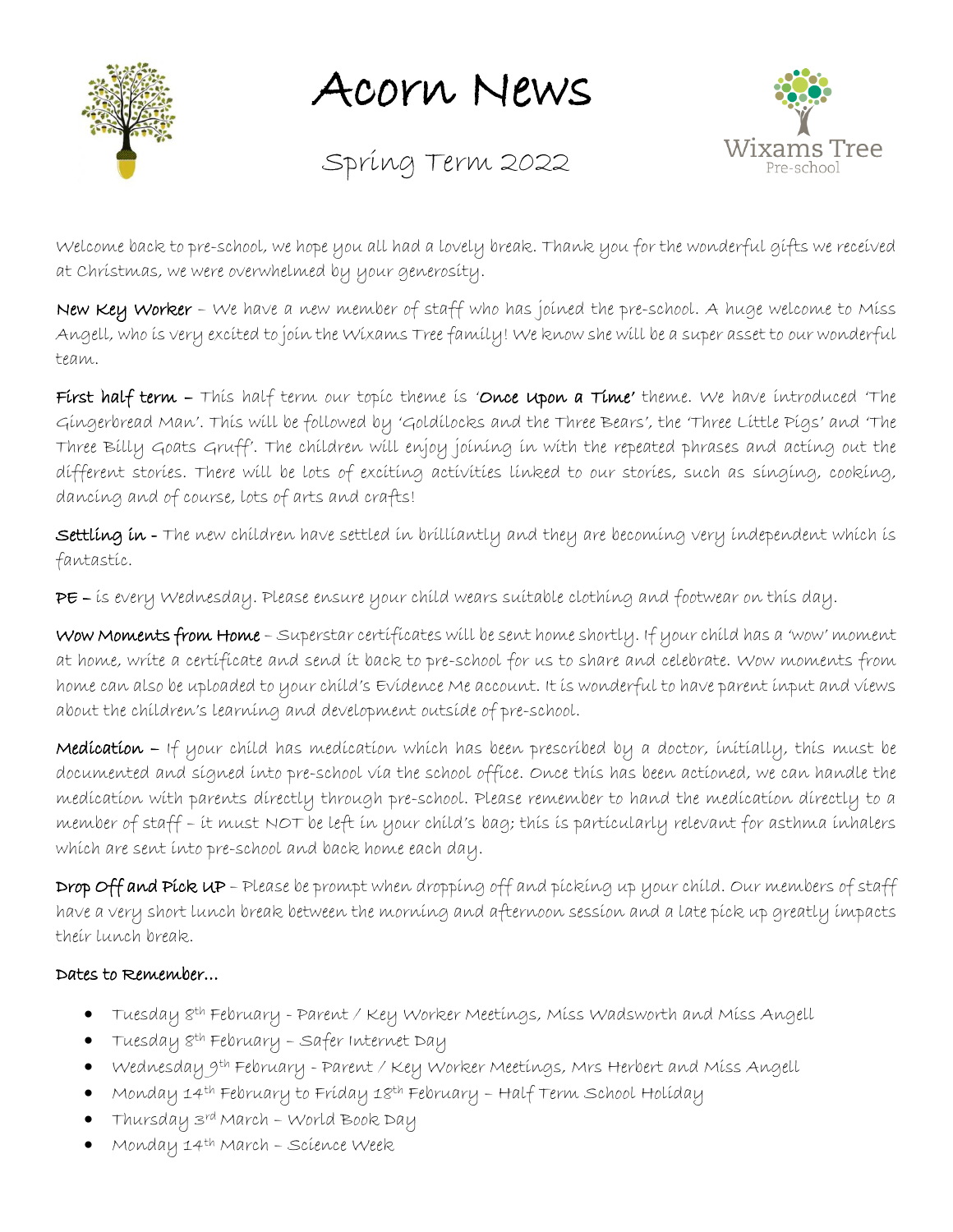# Acorn News

## Spring Term 2022

Welcome back to pre-school, we hope you all had a lovely break. Thank you for the wonderful gifts we received at Christmas, we were overwhelmed by your generosity.

**New Key Worker** – We have a new member of staff who has joined the pre-school. A huge welcome to Miss Angell, who is very excited to join the Wixams Tree family! We know she will be a super asset to our wonderful team.

**First half term** – This half term our topic theme is '**Once Upon a Time'** theme. We have introduced 'The Gingerbread Man'. This will be followed by 'Goldilocks and the Three Bears', the 'Three Little Pigs' and 'The Three Billy Goats Gruff'. The children will enjoy joining in with the repeated phrases and acting out the different stories. There will be lots of exciting activities linked to our stories, such as singing, cooking, dancing and of course, lots of arts and crafts!

**Settling in** - The new children have settled in brilliantly and they are becoming very independent which is fantastic.

**PE** – is every Wednesday. Please ensure your child wears suitable clothing and footwear on this day.

**Wow Moments from Home** – Superstar certificates will be sent home shortly. If your child has a 'wow' moment at home, write a certificate and send it back to pre-school for us to share and celebrate. Wow moments from home can also be uploaded to your child's Evidence Me account. It is wonderful to have parent input and views about the children's learning and development outside of pre-school.

**Medication** – If your child has medication which has been prescribed by a doctor, initially, this must be documented and signed into pre-school via the school office. Once this has been actioned, we can handle the medication with parents directly through pre-school. Please remember to hand the medication directly to a member of staff – it must NOT be left in your child's bag; this is particularly relevant for asthma inhalers which are sent into pre-school and back home each day.

**Drop Off and Pick UP** – Please be prompt when dropping off and picking up your child. Our members of staff have a very short lunch break between the morning and afternoon session and a late pick up greatly impacts their lunch break.

**Dates to Remember…**

- Tuesday 8th February - Parent / Key Worker Meetings, Miss Wadsworth and Miss Angell
- Tuesday 8th February – Safer Internet Day
- Wednesday 9th February - Parent / Key Worker Meetings, Mrs Herbert and Miss Angell
- Monday 14th February to Friday 18th February – Half Term School Holiday
- Thursday 3rd March – World Book Day
- Monday 14th March – Science Week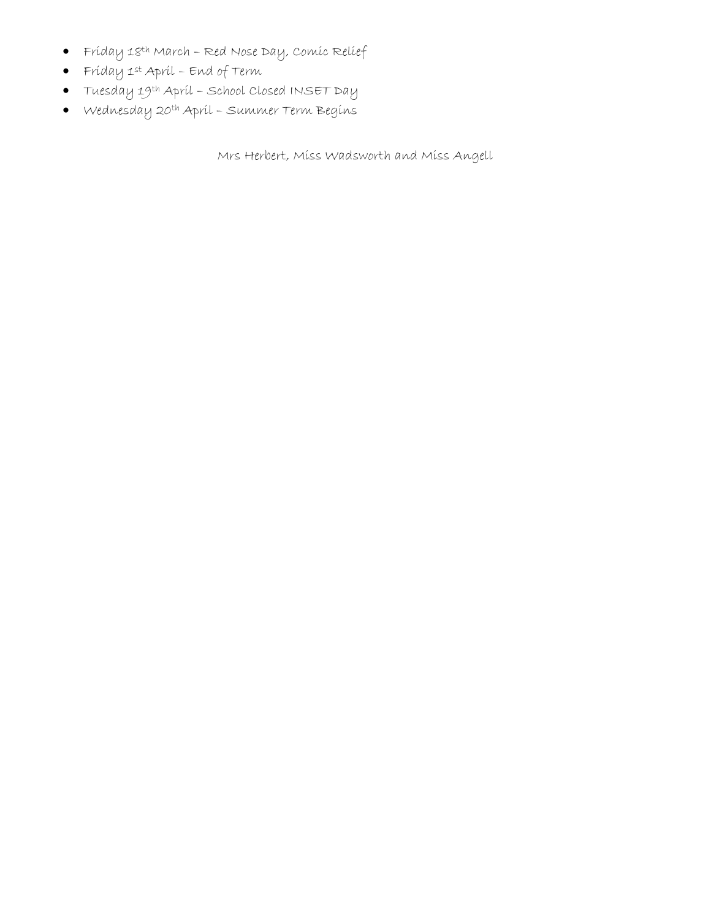- Friday 18th March – Red Nose Day, Comic Relief
- Friday 1st April – End of Term
- Tuesday 19th April – School Closed INSET Day
- Wednesday 20th April – Summer Term Begins

Mrs Herbert, Miss Wadsworth and Miss Angell